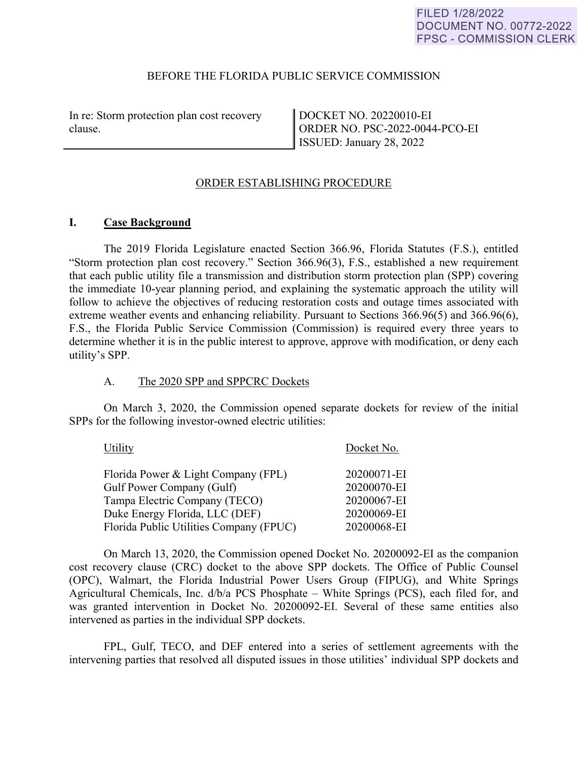FILED 1/28/2022
DOCUMENT NO. 00772-2022
FPSC - COMMISSION CLERK

BEFORE THE FLORIDA PUBLIC SERVICE COMMISSION

| In re: Storm protection plan cost recovery clause. | DOCKET NO. 20220010-EI<br>ORDER NO. PSC-2022-0044-PCO-EI<br>ISSUED: January 28, 2022 |
|---|---|

ORDER ESTABLISHING PROCEDURE

## I. Case Background

The 2019 Florida Legislature enacted Section 366.96, Florida Statutes (F.S.), entitled "Storm protection plan cost recovery." Section 366.96(3), F.S., established a new requirement that each public utility file a transmission and distribution storm protection plan (SPP) covering the immediate 10-year planning period, and explaining the systematic approach the utility will follow to achieve the objectives of reducing restoration costs and outage times associated with extreme weather events and enhancing reliability. Pursuant to Sections 366.96(5) and 366.96(6), F.S., the Florida Public Service Commission (Commission) is required every three years to determine whether it is in the public interest to approve, approve with modification, or deny each utility's SPP.

### A. The 2020 SPP and SPPCRC Dockets

On March 3, 2020, the Commission opened separate dockets for review of the initial SPPs for the following investor-owned electric utilities:

| Utility | Docket No. |
|---|---|
| Florida Power & Light Company (FPL) | 20200071-EI |
| Gulf Power Company (Gulf) | 20200070-EI |
| Tampa Electric Company (TECO) | 20200067-EI |
| Duke Energy Florida, LLC (DEF) | 20200069-EI |
| Florida Public Utilities Company (FPUC) | 20200068-EI |

On March 13, 2020, the Commission opened Docket No. 20200092-EI as the companion cost recovery clause (CRC) docket to the above SPP dockets. The Office of Public Counsel (OPC), Walmart, the Florida Industrial Power Users Group (FIPUG), and White Springs Agricultural Chemicals, Inc. d/b/a PCS Phosphate – White Springs (PCS), each filed for, and was granted intervention in Docket No. 20200092-EI. Several of these same entities also intervened as parties in the individual SPP dockets.

FPL, Gulf, TECO, and DEF entered into a series of settlement agreements with the intervening parties that resolved all disputed issues in those utilities' individual SPP dockets and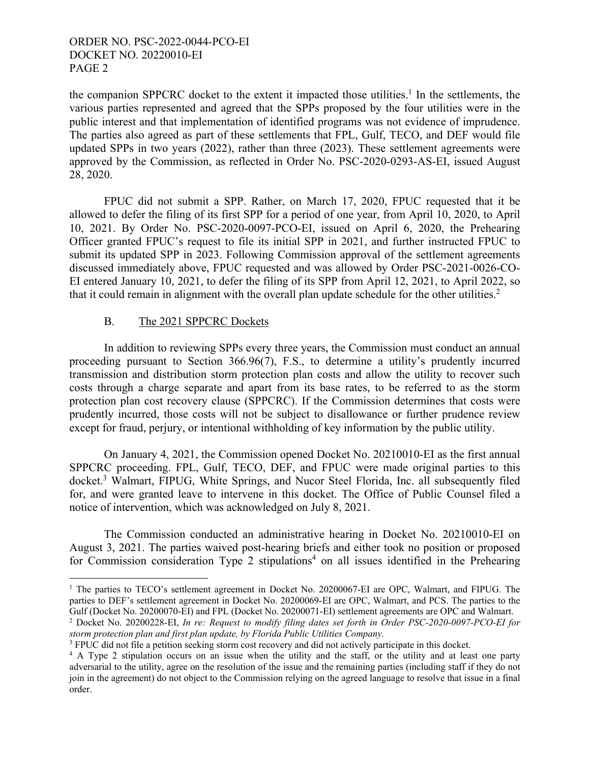the companion SPPCRC docket to the extent it impacted those utilities.[1] In the settlements, the various parties represented and agreed that the SPPs proposed by the four utilities were in the public interest and that implementation of identified programs was not evidence of imprudence. The parties also agreed as part of these settlements that FPL, Gulf, TECO, and DEF would file updated SPPs in two years (2022), rather than three (2023). These settlement agreements were approved by the Commission, as reflected in Order No. PSC-2020-0293-AS-EI, issued August 28, 2020.

FPUC did not submit a SPP. Rather, on March 17, 2020, FPUC requested that it be allowed to defer the filing of its first SPP for a period of one year, from April 10, 2020, to April 10, 2021. By Order No. PSC-2020-0097-PCO-EI, issued on April 6, 2020, the Prehearing Officer granted FPUC's request to file its initial SPP in 2021, and further instructed FPUC to submit its updated SPP in 2023. Following Commission approval of the settlement agreements discussed immediately above, FPUC requested and was allowed by Order PSC-2021-0026-CO-EI entered January 10, 2021, to defer the filing of its SPP from April 12, 2021, to April 2022, so that it could remain in alignment with the overall plan update schedule for the other utilities.[2]

B. The 2021 SPPCRC Dockets

In addition to reviewing SPPs every three years, the Commission must conduct an annual proceeding pursuant to Section 366.96(7), F.S., to determine a utility's prudently incurred transmission and distribution storm protection plan costs and allow the utility to recover such costs through a charge separate and apart from its base rates, to be referred to as the storm protection plan cost recovery clause (SPPCRC). If the Commission determines that costs were prudently incurred, those costs will not be subject to disallowance or further prudence review except for fraud, perjury, or intentional withholding of key information by the public utility.

On January 4, 2021, the Commission opened Docket No. 20210010-EI as the first annual SPPCRC proceeding. FPL, Gulf, TECO, DEF, and FPUC were made original parties to this docket.[3] Walmart, FIPUG, White Springs, and Nucor Steel Florida, Inc. all subsequently filed for, and were granted leave to intervene in this docket. The Office of Public Counsel filed a notice of intervention, which was acknowledged on July 8, 2021.

The Commission conducted an administrative hearing in Docket No. 20210010-EI on August 3, 2021. The parties waived post-hearing briefs and either took no position or proposed for Commission consideration Type 2 stipulations[4] on all issues identified in the Prehearing

---

[1] The parties to TECO's settlement agreement in Docket No. 20200067-EI are OPC, Walmart, and FIPUG. The parties to DEF's settlement agreement in Docket No. 20200069-EI are OPC, Walmart, and PCS. The parties to the Gulf (Docket No. 20200070-EI) and FPL (Docket No. 20200071-EI) settlement agreements are OPC and Walmart.

[2] Docket No. 20200228-EI, *In re: Request to modify filing dates set forth in Order PSC-2020-0097-PCO-EI for storm protection plan and first plan update, by Florida Public Utilities Company.*

[3] FPUC did not file a petition seeking storm cost recovery and did not actively participate in this docket.

[4] A Type 2 stipulation occurs on an issue when the utility and the staff, or the utility and at least one party adversarial to the utility, agree on the resolution of the issue and the remaining parties (including staff if they do not join in the agreement) do not object to the Commission relying on the agreed language to resolve that issue in a final order.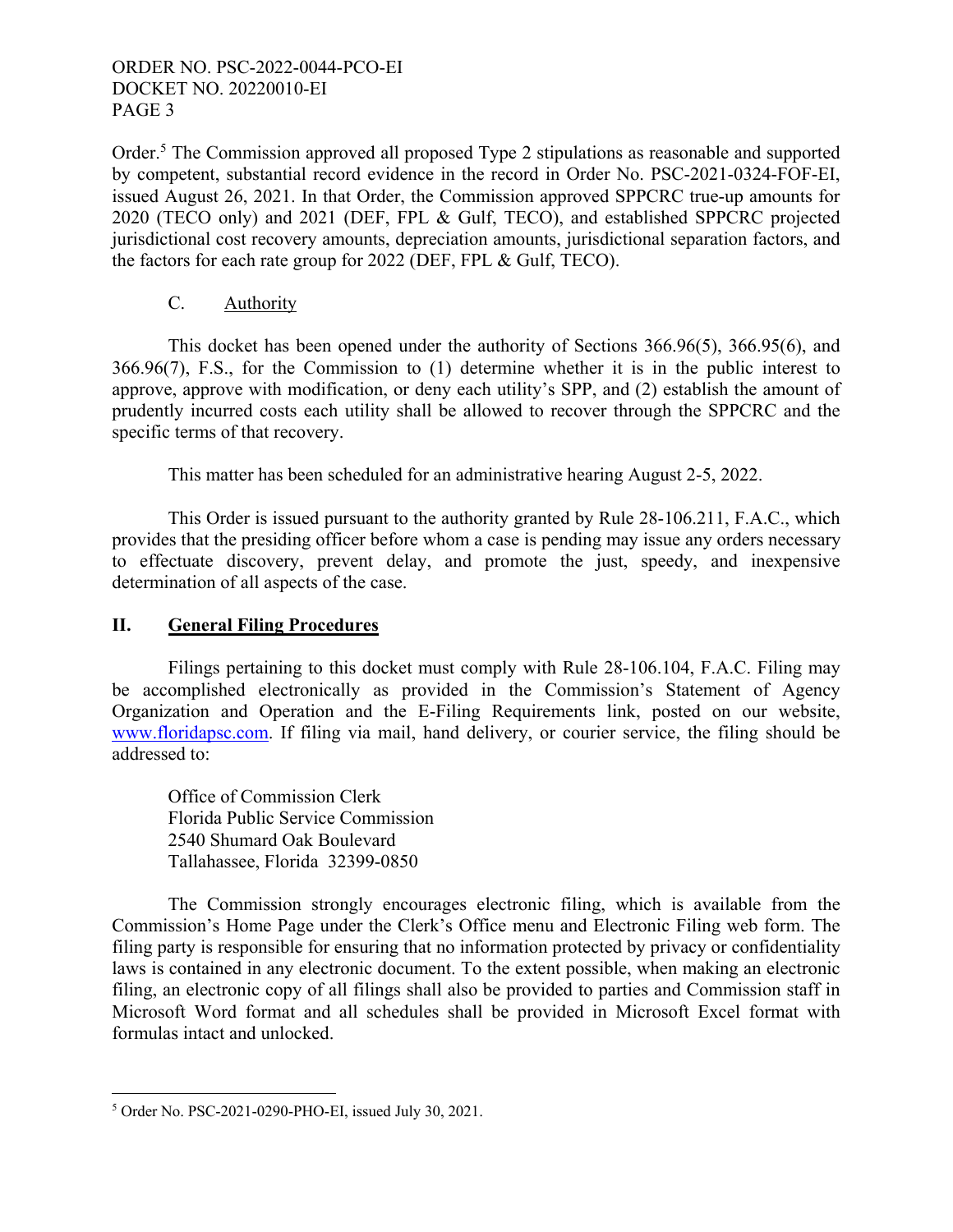Order.[5] The Commission approved all proposed Type 2 stipulations as reasonable and supported by competent, substantial record evidence in the record in Order No. PSC-2021-0324-FOF-EI, issued August 26, 2021. In that Order, the Commission approved SPPCRC true-up amounts for 2020 (TECO only) and 2021 (DEF, FPL & Gulf, TECO), and established SPPCRC projected jurisdictional cost recovery amounts, depreciation amounts, jurisdictional separation factors, and the factors for each rate group for 2022 (DEF, FPL & Gulf, TECO).

### C. Authority

This docket has been opened under the authority of Sections 366.96(5), 366.95(6), and 366.96(7), F.S., for the Commission to (1) determine whether it is in the public interest to approve, approve with modification, or deny each utility's SPP, and (2) establish the amount of prudently incurred costs each utility shall be allowed to recover through the SPPCRC and the specific terms of that recovery.

This matter has been scheduled for an administrative hearing August 2-5, 2022.

This Order is issued pursuant to the authority granted by Rule 28-106.211, F.A.C., which provides that the presiding officer before whom a case is pending may issue any orders necessary to effectuate discovery, prevent delay, and promote the just, speedy, and inexpensive determination of all aspects of the case.

## II. General Filing Procedures

Filings pertaining to this docket must comply with Rule 28-106.104, F.A.C. Filing may be accomplished electronically as provided in the Commission's Statement of Agency Organization and Operation and the E-Filing Requirements link, posted on our website, www.floridapsc.com. If filing via mail, hand delivery, or courier service, the filing should be addressed to:

Office of Commission Clerk
Florida Public Service Commission
2540 Shumard Oak Boulevard
Tallahassee, Florida 32399-0850

The Commission strongly encourages electronic filing, which is available from the Commission's Home Page under the Clerk's Office menu and Electronic Filing web form. The filing party is responsible for ensuring that no information protected by privacy or confidentiality laws is contained in any electronic document. To the extent possible, when making an electronic filing, an electronic copy of all filings shall also be provided to parties and Commission staff in Microsoft Word format and all schedules shall be provided in Microsoft Excel format with formulas intact and unlocked.

[5] Order No. PSC-2021-0290-PHO-EI, issued July 30, 2021.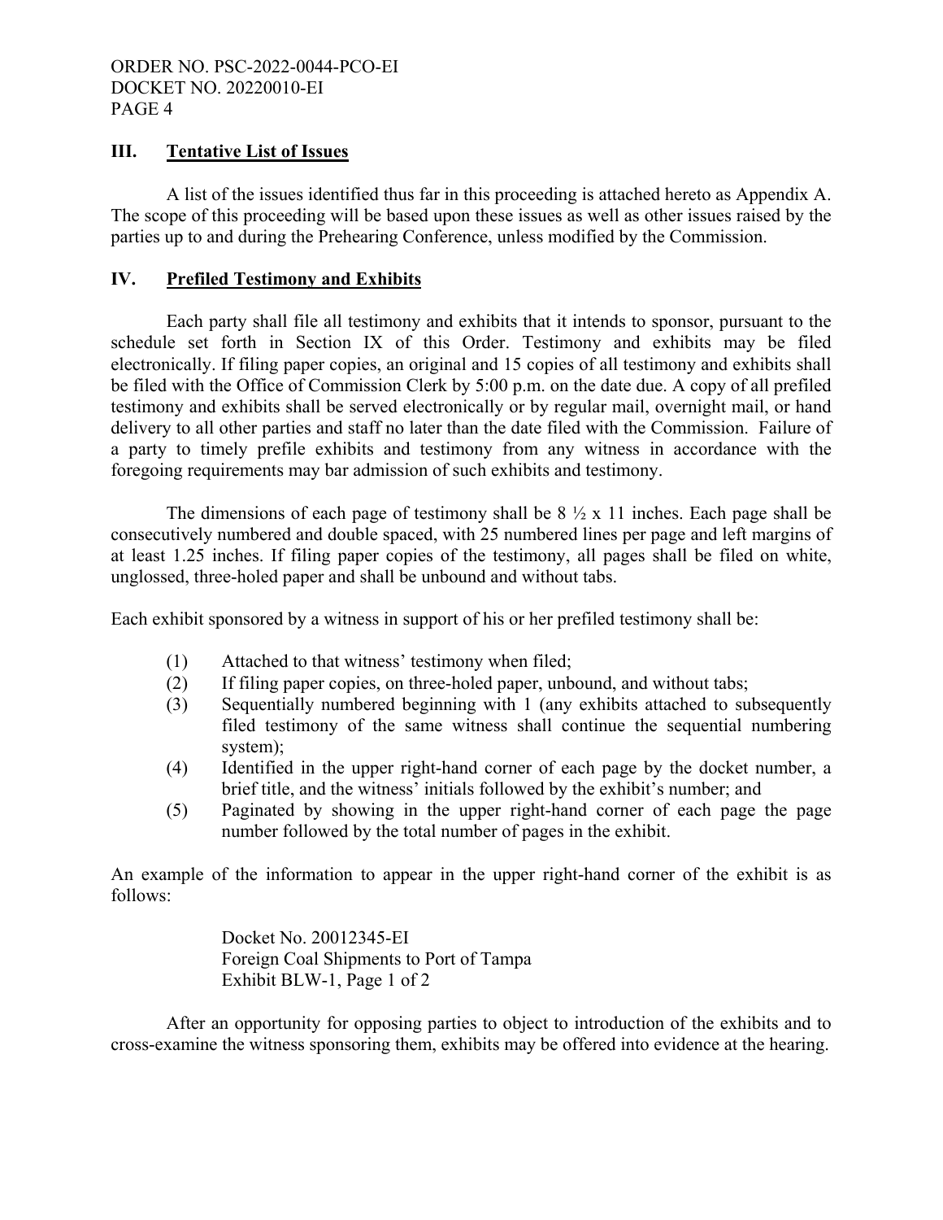## III. Tentative List of Issues

A list of the issues identified thus far in this proceeding is attached hereto as Appendix A. The scope of this proceeding will be based upon these issues as well as other issues raised by the parties up to and during the Prehearing Conference, unless modified by the Commission.

## IV. Prefiled Testimony and Exhibits

Each party shall file all testimony and exhibits that it intends to sponsor, pursuant to the schedule set forth in Section IX of this Order. Testimony and exhibits may be filed electronically. If filing paper copies, an original and 15 copies of all testimony and exhibits shall be filed with the Office of Commission Clerk by 5:00 p.m. on the date due. A copy of all prefiled testimony and exhibits shall be served electronically or by regular mail, overnight mail, or hand delivery to all other parties and staff no later than the date filed with the Commission. Failure of a party to timely prefile exhibits and testimony from any witness in accordance with the foregoing requirements may bar admission of such exhibits and testimony.

The dimensions of each page of testimony shall be 8 ½ x 11 inches. Each page shall be consecutively numbered and double spaced, with 25 numbered lines per page and left margins of at least 1.25 inches. If filing paper copies of the testimony, all pages shall be filed on white, unglossed, three-holed paper and shall be unbound and without tabs.

Each exhibit sponsored by a witness in support of his or her prefiled testimony shall be:

(1) Attached to that witness' testimony when filed;
(2) If filing paper copies, on three-holed paper, unbound, and without tabs;
(3) Sequentially numbered beginning with 1 (any exhibits attached to subsequently filed testimony of the same witness shall continue the sequential numbering system);
(4) Identified in the upper right-hand corner of each page by the docket number, a brief title, and the witness' initials followed by the exhibit's number; and
(5) Paginated by showing in the upper right-hand corner of each page the page number followed by the total number of pages in the exhibit.

An example of the information to appear in the upper right-hand corner of the exhibit is as follows:

> Docket No. 20012345-EI
> Foreign Coal Shipments to Port of Tampa
> Exhibit BLW-1, Page 1 of 2

After an opportunity for opposing parties to object to introduction of the exhibits and to cross-examine the witness sponsoring them, exhibits may be offered into evidence at the hearing.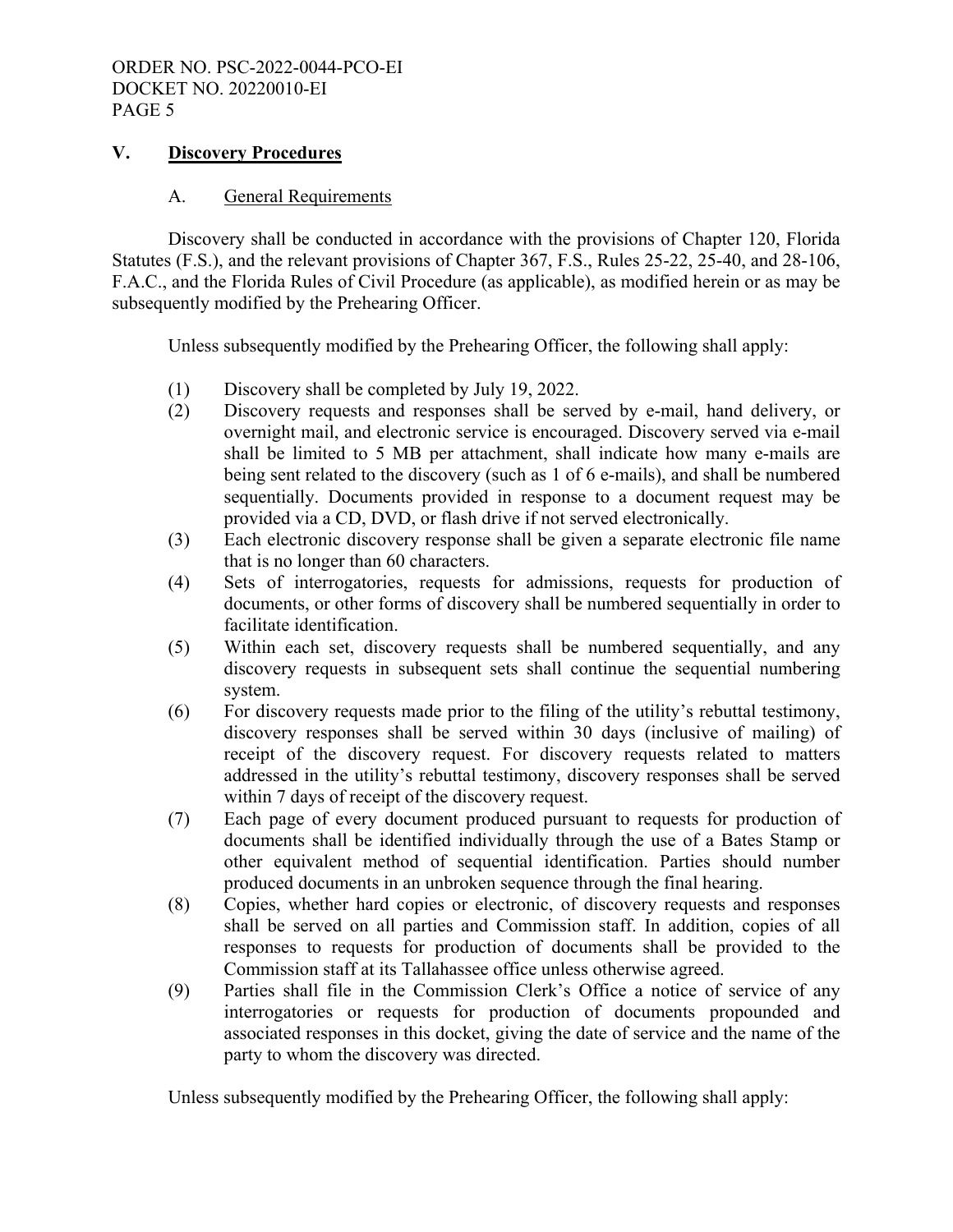## V. Discovery Procedures

### A. General Requirements

Discovery shall be conducted in accordance with the provisions of Chapter 120, Florida Statutes (F.S.), and the relevant provisions of Chapter 367, F.S., Rules 25-22, 25-40, and 28-106, F.A.C., and the Florida Rules of Civil Procedure (as applicable), as modified herein or as may be subsequently modified by the Prehearing Officer.

Unless subsequently modified by the Prehearing Officer, the following shall apply:

(1) Discovery shall be completed by July 19, 2022.

(2) Discovery requests and responses shall be served by e-mail, hand delivery, or overnight mail, and electronic service is encouraged. Discovery served via e-mail shall be limited to 5 MB per attachment, shall indicate how many e-mails are being sent related to the discovery (such as 1 of 6 e-mails), and shall be numbered sequentially. Documents provided in response to a document request may be provided via a CD, DVD, or flash drive if not served electronically.

(3) Each electronic discovery response shall be given a separate electronic file name that is no longer than 60 characters.

(4) Sets of interrogatories, requests for admissions, requests for production of documents, or other forms of discovery shall be numbered sequentially in order to facilitate identification.

(5) Within each set, discovery requests shall be numbered sequentially, and any discovery requests in subsequent sets shall continue the sequential numbering system.

(6) For discovery requests made prior to the filing of the utility's rebuttal testimony, discovery responses shall be served within 30 days (inclusive of mailing) of receipt of the discovery request. For discovery requests related to matters addressed in the utility's rebuttal testimony, discovery responses shall be served within 7 days of receipt of the discovery request.

(7) Each page of every document produced pursuant to requests for production of documents shall be identified individually through the use of a Bates Stamp or other equivalent method of sequential identification. Parties should number produced documents in an unbroken sequence through the final hearing.

(8) Copies, whether hard copies or electronic, of discovery requests and responses shall be served on all parties and Commission staff. In addition, copies of all responses to requests for production of documents shall be provided to the Commission staff at its Tallahassee office unless otherwise agreed.

(9) Parties shall file in the Commission Clerk's Office a notice of service of any interrogatories or requests for production of documents propounded and associated responses in this docket, giving the date of service and the name of the party to whom the discovery was directed.

Unless subsequently modified by the Prehearing Officer, the following shall apply: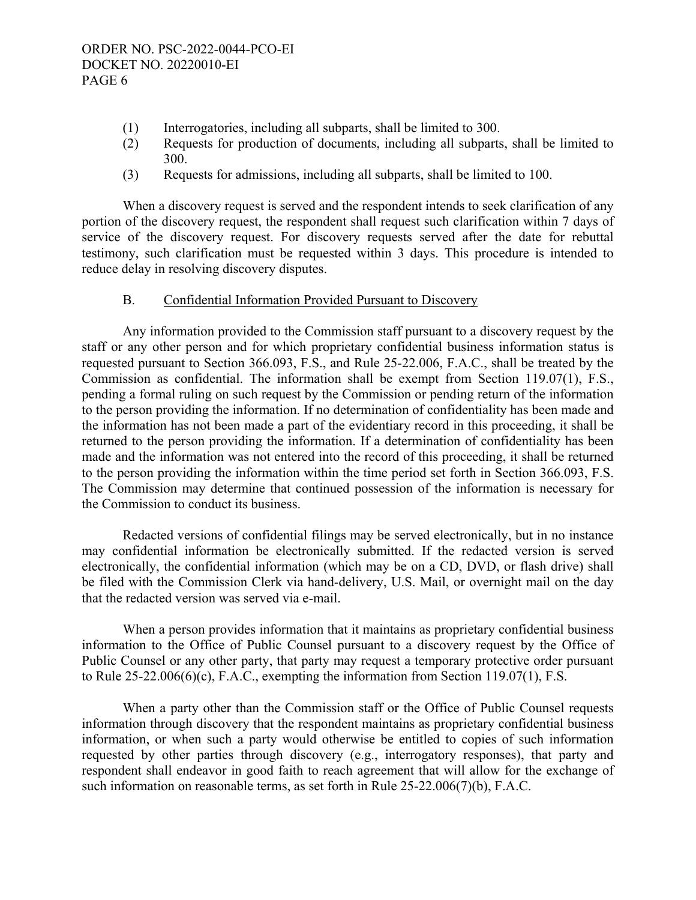(1) Interrogatories, including all subparts, shall be limited to 300.

(2) Requests for production of documents, including all subparts, shall be limited to 300.

(3) Requests for admissions, including all subparts, shall be limited to 100.

When a discovery request is served and the respondent intends to seek clarification of any portion of the discovery request, the respondent shall request such clarification within 7 days of service of the discovery request. For discovery requests served after the date for rebuttal testimony, such clarification must be requested within 3 days. This procedure is intended to reduce delay in resolving discovery disputes.

B. Confidential Information Provided Pursuant to Discovery

Any information provided to the Commission staff pursuant to a discovery request by the staff or any other person and for which proprietary confidential business information status is requested pursuant to Section 366.093, F.S., and Rule 25-22.006, F.A.C., shall be treated by the Commission as confidential. The information shall be exempt from Section 119.07(1), F.S., pending a formal ruling on such request by the Commission or pending return of the information to the person providing the information. If no determination of confidentiality has been made and the information has not been made a part of the evidentiary record in this proceeding, it shall be returned to the person providing the information. If a determination of confidentiality has been made and the information was not entered into the record of this proceeding, it shall be returned to the person providing the information within the time period set forth in Section 366.093, F.S. The Commission may determine that continued possession of the information is necessary for the Commission to conduct its business.

Redacted versions of confidential filings may be served electronically, but in no instance may confidential information be electronically submitted. If the redacted version is served electronically, the confidential information (which may be on a CD, DVD, or flash drive) shall be filed with the Commission Clerk via hand-delivery, U.S. Mail, or overnight mail on the day that the redacted version was served via e-mail.

When a person provides information that it maintains as proprietary confidential business information to the Office of Public Counsel pursuant to a discovery request by the Office of Public Counsel or any other party, that party may request a temporary protective order pursuant to Rule 25-22.006(6)(c), F.A.C., exempting the information from Section 119.07(1), F.S.

When a party other than the Commission staff or the Office of Public Counsel requests information through discovery that the respondent maintains as proprietary confidential business information, or when such a party would otherwise be entitled to copies of such information requested by other parties through discovery (e.g., interrogatory responses), that party and respondent shall endeavor in good faith to reach agreement that will allow for the exchange of such information on reasonable terms, as set forth in Rule 25-22.006(7)(b), F.A.C.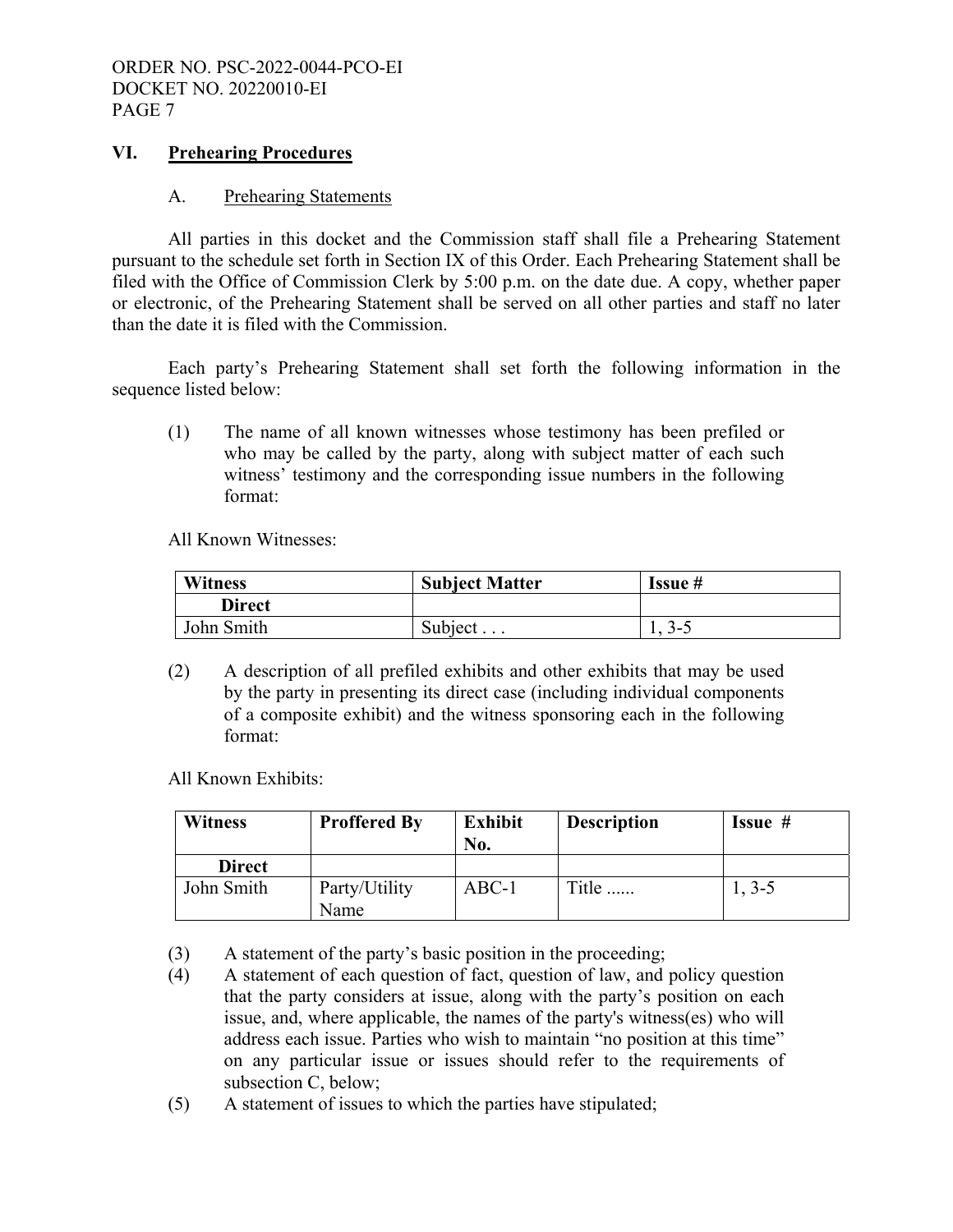## VI. Prehearing Procedures

### A. Prehearing Statements

All parties in this docket and the Commission staff shall file a Prehearing Statement pursuant to the schedule set forth in Section IX of this Order. Each Prehearing Statement shall be filed with the Office of Commission Clerk by 5:00 p.m. on the date due. A copy, whether paper or electronic, of the Prehearing Statement shall be served on all other parties and staff no later than the date it is filed with the Commission.

Each party's Prehearing Statement shall set forth the following information in the sequence listed below:

(1) The name of all known witnesses whose testimony has been prefiled or who may be called by the party, along with subject matter of each such witness' testimony and the corresponding issue numbers in the following format:

All Known Witnesses:

| Witness | Subject Matter | Issue # |
|---|---|---|
| **Direct** | | |
| John Smith | Subject . . . | 1, 3-5 |

(2) A description of all prefiled exhibits and other exhibits that may be used by the party in presenting its direct case (including individual components of a composite exhibit) and the witness sponsoring each in the following format:

All Known Exhibits:

| Witness | Proffered By | Exhibit No. | Description | Issue # |
|---|---|---|---|---|
| **Direct** | | | | |
| John Smith | Party/Utility Name | ABC-1 | Title ...... | 1, 3-5 |

(3) A statement of the party's basic position in the proceeding;

(4) A statement of each question of fact, question of law, and policy question that the party considers at issue, along with the party's position on each issue, and, where applicable, the names of the party's witness(es) who will address each issue. Parties who wish to maintain "no position at this time" on any particular issue or issues should refer to the requirements of subsection C, below;

(5) A statement of issues to which the parties have stipulated;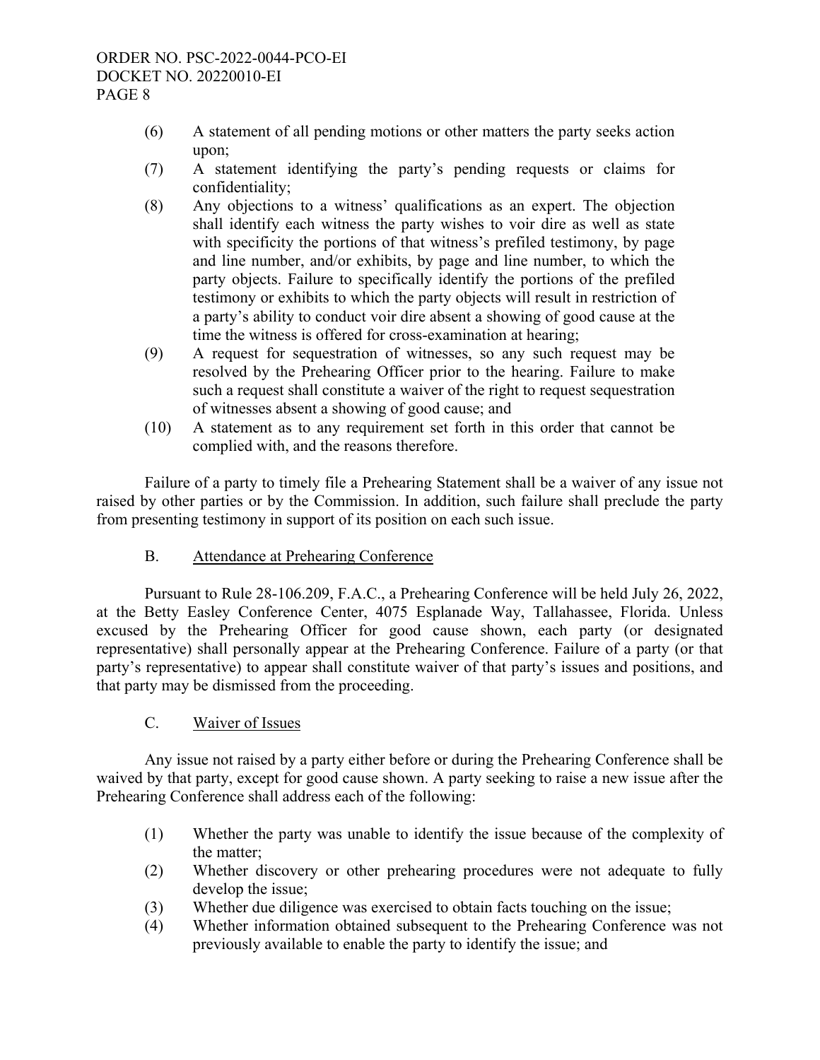(6) A statement of all pending motions or other matters the party seeks action upon;

(7) A statement identifying the party's pending requests or claims for confidentiality;

(8) Any objections to a witness' qualifications as an expert. The objection shall identify each witness the party wishes to voir dire as well as state with specificity the portions of that witness's prefiled testimony, by page and line number, and/or exhibits, by page and line number, to which the party objects. Failure to specifically identify the portions of the prefiled testimony or exhibits to which the party objects will result in restriction of a party's ability to conduct voir dire absent a showing of good cause at the time the witness is offered for cross-examination at hearing;

(9) A request for sequestration of witnesses, so any such request may be resolved by the Prehearing Officer prior to the hearing. Failure to make such a request shall constitute a waiver of the right to request sequestration of witnesses absent a showing of good cause; and

(10) A statement as to any requirement set forth in this order that cannot be complied with, and the reasons therefore.

Failure of a party to timely file a Prehearing Statement shall be a waiver of any issue not raised by other parties or by the Commission. In addition, such failure shall preclude the party from presenting testimony in support of its position on each such issue.

## B. Attendance at Prehearing Conference

Pursuant to Rule 28-106.209, F.A.C., a Prehearing Conference will be held July 26, 2022, at the Betty Easley Conference Center, 4075 Esplanade Way, Tallahassee, Florida. Unless excused by the Prehearing Officer for good cause shown, each party (or designated representative) shall personally appear at the Prehearing Conference. Failure of a party (or that party's representative) to appear shall constitute waiver of that party's issues and positions, and that party may be dismissed from the proceeding.

## C. Waiver of Issues

Any issue not raised by a party either before or during the Prehearing Conference shall be waived by that party, except for good cause shown. A party seeking to raise a new issue after the Prehearing Conference shall address each of the following:

(1) Whether the party was unable to identify the issue because of the complexity of the matter;

(2) Whether discovery or other prehearing procedures were not adequate to fully develop the issue;

(3) Whether due diligence was exercised to obtain facts touching on the issue;

(4) Whether information obtained subsequent to the Prehearing Conference was not previously available to enable the party to identify the issue; and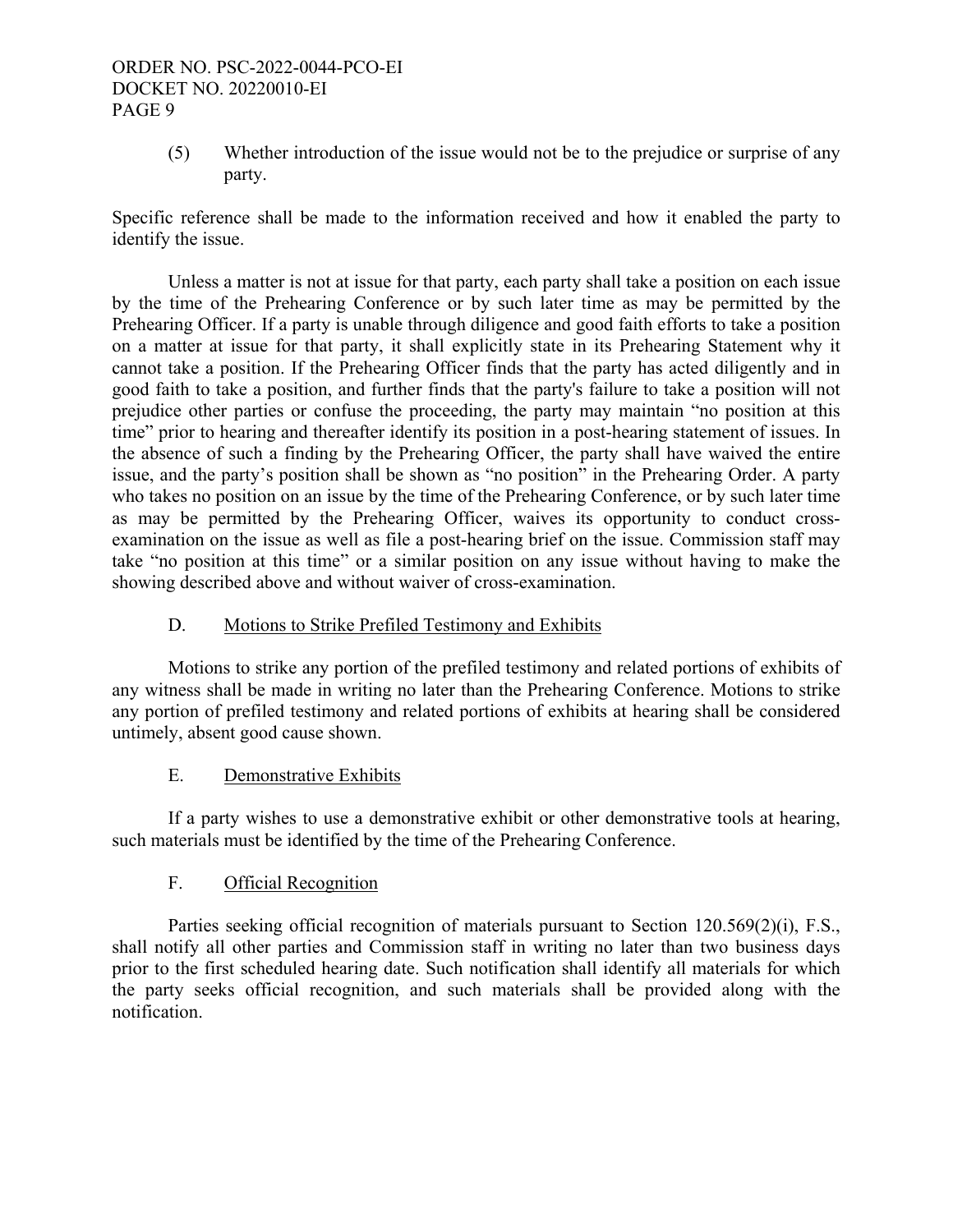(5) Whether introduction of the issue would not be to the prejudice or surprise of any party.

Specific reference shall be made to the information received and how it enabled the party to identify the issue.

Unless a matter is not at issue for that party, each party shall take a position on each issue by the time of the Prehearing Conference or by such later time as may be permitted by the Prehearing Officer. If a party is unable through diligence and good faith efforts to take a position on a matter at issue for that party, it shall explicitly state in its Prehearing Statement why it cannot take a position. If the Prehearing Officer finds that the party has acted diligently and in good faith to take a position, and further finds that the party's failure to take a position will not prejudice other parties or confuse the proceeding, the party may maintain "no position at this time" prior to hearing and thereafter identify its position in a post-hearing statement of issues. In the absence of such a finding by the Prehearing Officer, the party shall have waived the entire issue, and the party's position shall be shown as "no position" in the Prehearing Order. A party who takes no position on an issue by the time of the Prehearing Conference, or by such later time as may be permitted by the Prehearing Officer, waives its opportunity to conduct cross-examination on the issue as well as file a post-hearing brief on the issue. Commission staff may take "no position at this time" or a similar position on any issue without having to make the showing described above and without waiver of cross-examination.

### D. Motions to Strike Prefiled Testimony and Exhibits

Motions to strike any portion of the prefiled testimony and related portions of exhibits of any witness shall be made in writing no later than the Prehearing Conference. Motions to strike any portion of prefiled testimony and related portions of exhibits at hearing shall be considered untimely, absent good cause shown.

### E. Demonstrative Exhibits

If a party wishes to use a demonstrative exhibit or other demonstrative tools at hearing, such materials must be identified by the time of the Prehearing Conference.

### F. Official Recognition

Parties seeking official recognition of materials pursuant to Section 120.569(2)(i), F.S., shall notify all other parties and Commission staff in writing no later than two business days prior to the first scheduled hearing date. Such notification shall identify all materials for which the party seeks official recognition, and such materials shall be provided along with the notification.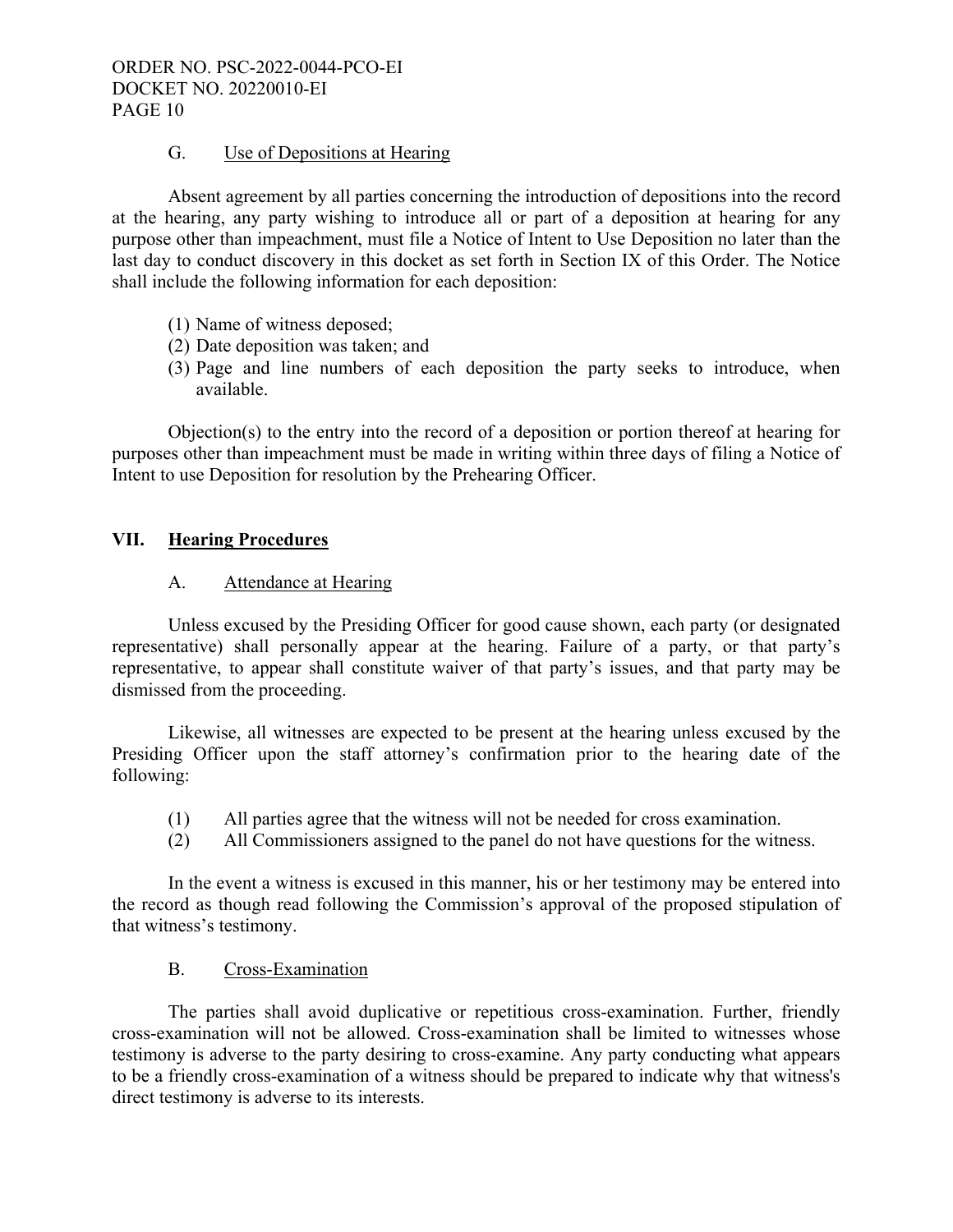### G. Use of Depositions at Hearing

Absent agreement by all parties concerning the introduction of depositions into the record at the hearing, any party wishing to introduce all or part of a deposition at hearing for any purpose other than impeachment, must file a Notice of Intent to Use Deposition no later than the last day to conduct discovery in this docket as set forth in Section IX of this Order. The Notice shall include the following information for each deposition:

(1) Name of witness deposed;
(2) Date deposition was taken; and
(3) Page and line numbers of each deposition the party seeks to introduce, when available.

Objection(s) to the entry into the record of a deposition or portion thereof at hearing for purposes other than impeachment must be made in writing within three days of filing a Notice of Intent to use Deposition for resolution by the Prehearing Officer.

## VII. Hearing Procedures

### A. Attendance at Hearing

Unless excused by the Presiding Officer for good cause shown, each party (or designated representative) shall personally appear at the hearing. Failure of a party, or that party's representative, to appear shall constitute waiver of that party's issues, and that party may be dismissed from the proceeding.

Likewise, all witnesses are expected to be present at the hearing unless excused by the Presiding Officer upon the staff attorney's confirmation prior to the hearing date of the following:

(1) All parties agree that the witness will not be needed for cross examination.
(2) All Commissioners assigned to the panel do not have questions for the witness.

In the event a witness is excused in this manner, his or her testimony may be entered into the record as though read following the Commission's approval of the proposed stipulation of that witness's testimony.

### B. Cross-Examination

The parties shall avoid duplicative or repetitious cross-examination. Further, friendly cross-examination will not be allowed. Cross-examination shall be limited to witnesses whose testimony is adverse to the party desiring to cross-examine. Any party conducting what appears to be a friendly cross-examination of a witness should be prepared to indicate why that witness's direct testimony is adverse to its interests.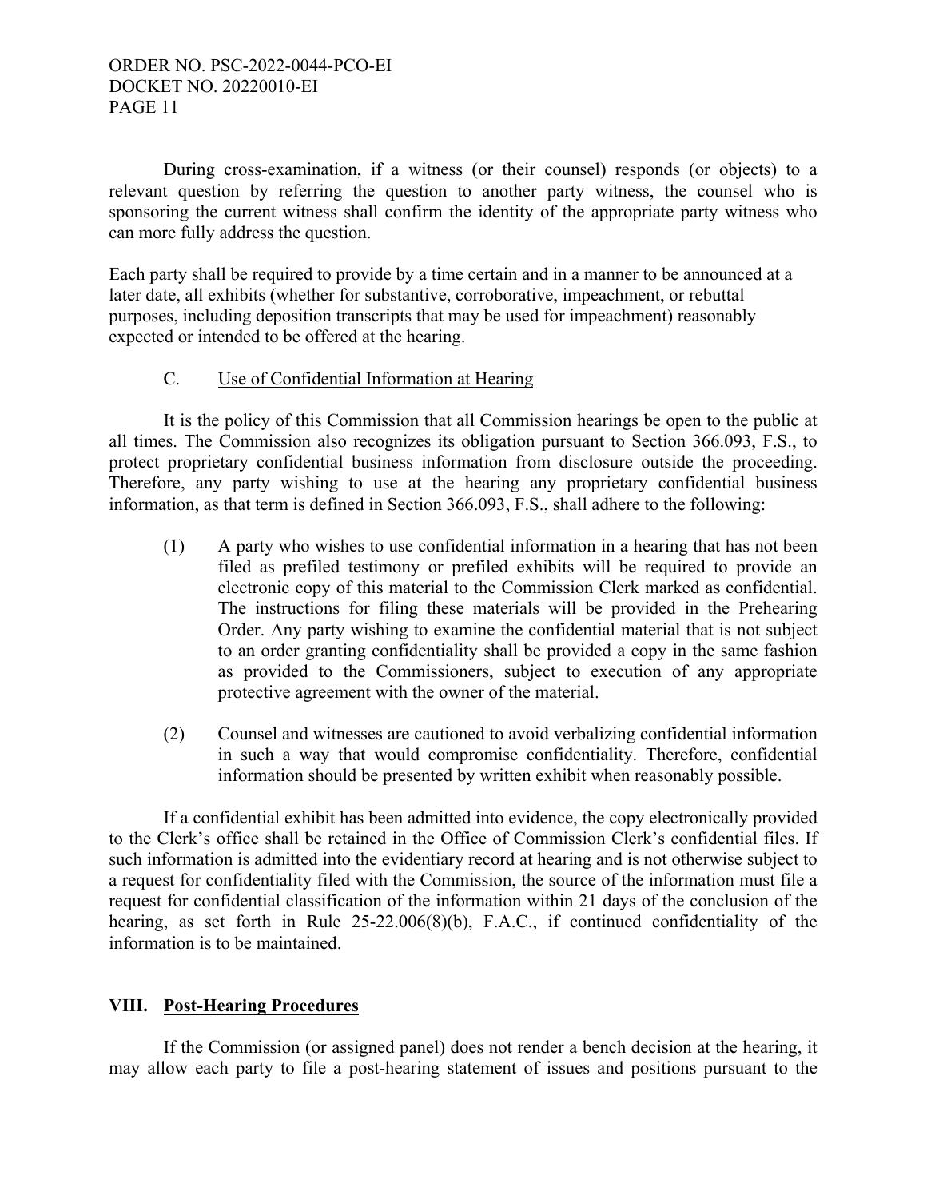During cross-examination, if a witness (or their counsel) responds (or objects) to a relevant question by referring the question to another party witness, the counsel who is sponsoring the current witness shall confirm the identity of the appropriate party witness who can more fully address the question.

Each party shall be required to provide by a time certain and in a manner to be announced at a later date, all exhibits (whether for substantive, corroborative, impeachment, or rebuttal purposes, including deposition transcripts that may be used for impeachment) reasonably expected or intended to be offered at the hearing.

### C. Use of Confidential Information at Hearing

It is the policy of this Commission that all Commission hearings be open to the public at all times. The Commission also recognizes its obligation pursuant to Section 366.093, F.S., to protect proprietary confidential business information from disclosure outside the proceeding. Therefore, any party wishing to use at the hearing any proprietary confidential business information, as that term is defined in Section 366.093, F.S., shall adhere to the following:

(1) A party who wishes to use confidential information in a hearing that has not been filed as prefiled testimony or prefiled exhibits will be required to provide an electronic copy of this material to the Commission Clerk marked as confidential. The instructions for filing these materials will be provided in the Prehearing Order. Any party wishing to examine the confidential material that is not subject to an order granting confidentiality shall be provided a copy in the same fashion as provided to the Commissioners, subject to execution of any appropriate protective agreement with the owner of the material.

(2) Counsel and witnesses are cautioned to avoid verbalizing confidential information in such a way that would compromise confidentiality. Therefore, confidential information should be presented by written exhibit when reasonably possible.

If a confidential exhibit has been admitted into evidence, the copy electronically provided to the Clerk's office shall be retained in the Office of Commission Clerk's confidential files. If such information is admitted into the evidentiary record at hearing and is not otherwise subject to a request for confidentiality filed with the Commission, the source of the information must file a request for confidential classification of the information within 21 days of the conclusion of the hearing, as set forth in Rule 25-22.006(8)(b), F.A.C., if continued confidentiality of the information is to be maintained.

## VIII. Post-Hearing Procedures

If the Commission (or assigned panel) does not render a bench decision at the hearing, it may allow each party to file a post-hearing statement of issues and positions pursuant to the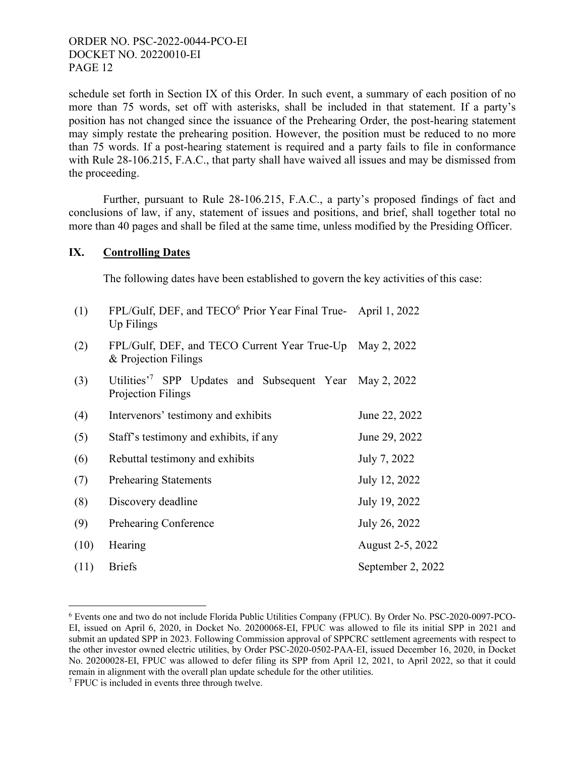schedule set forth in Section IX of this Order. In such event, a summary of each position of no more than 75 words, set off with asterisks, shall be included in that statement. If a party's position has not changed since the issuance of the Prehearing Order, the post-hearing statement may simply restate the prehearing position. However, the position must be reduced to no more than 75 words. If a post-hearing statement is required and a party fails to file in conformance with Rule 28-106.215, F.A.C., that party shall have waived all issues and may be dismissed from the proceeding.

Further, pursuant to Rule 28-106.215, F.A.C., a party's proposed findings of fact and conclusions of law, if any, statement of issues and positions, and brief, shall together total no more than 40 pages and shall be filed at the same time, unless modified by the Presiding Officer.

## IX. Controlling Dates

The following dates have been established to govern the key activities of this case:

| | | |
|---|---|---|
| (1) | FPL/Gulf, DEF, and TECO[6] Prior Year Final True-Up Filings | April 1, 2022 |
| (2) | FPL/Gulf, DEF, and TECO Current Year True-Up & Projection Filings | May 2, 2022 |
| (3) | Utilities'[7] SPP Updates and Subsequent Year Projection Filings | May 2, 2022 |
| (4) | Intervenors' testimony and exhibits | June 22, 2022 |
| (5) | Staff's testimony and exhibits, if any | June 29, 2022 |
| (6) | Rebuttal testimony and exhibits | July 7, 2022 |
| (7) | Prehearing Statements | July 12, 2022 |
| (8) | Discovery deadline | July 19, 2022 |
| (9) | Prehearing Conference | July 26, 2022 |
| (10) | Hearing | August 2-5, 2022 |
| (11) | Briefs | September 2, 2022 |

---

[6] Events one and two do not include Florida Public Utilities Company (FPUC). By Order No. PSC-2020-0097-PCO-EI, issued on April 6, 2020, in Docket No. 20200068-EI, FPUC was allowed to file its initial SPP in 2021 and submit an updated SPP in 2023. Following Commission approval of SPPCRC settlement agreements with respect to the other investor owned electric utilities, by Order PSC-2020-0502-PAA-EI, issued December 16, 2020, in Docket No. 20200028-EI, FPUC was allowed to defer filing its SPP from April 12, 2021, to April 2022, so that it could remain in alignment with the overall plan update schedule for the other utilities.

[7] FPUC is included in events three through twelve.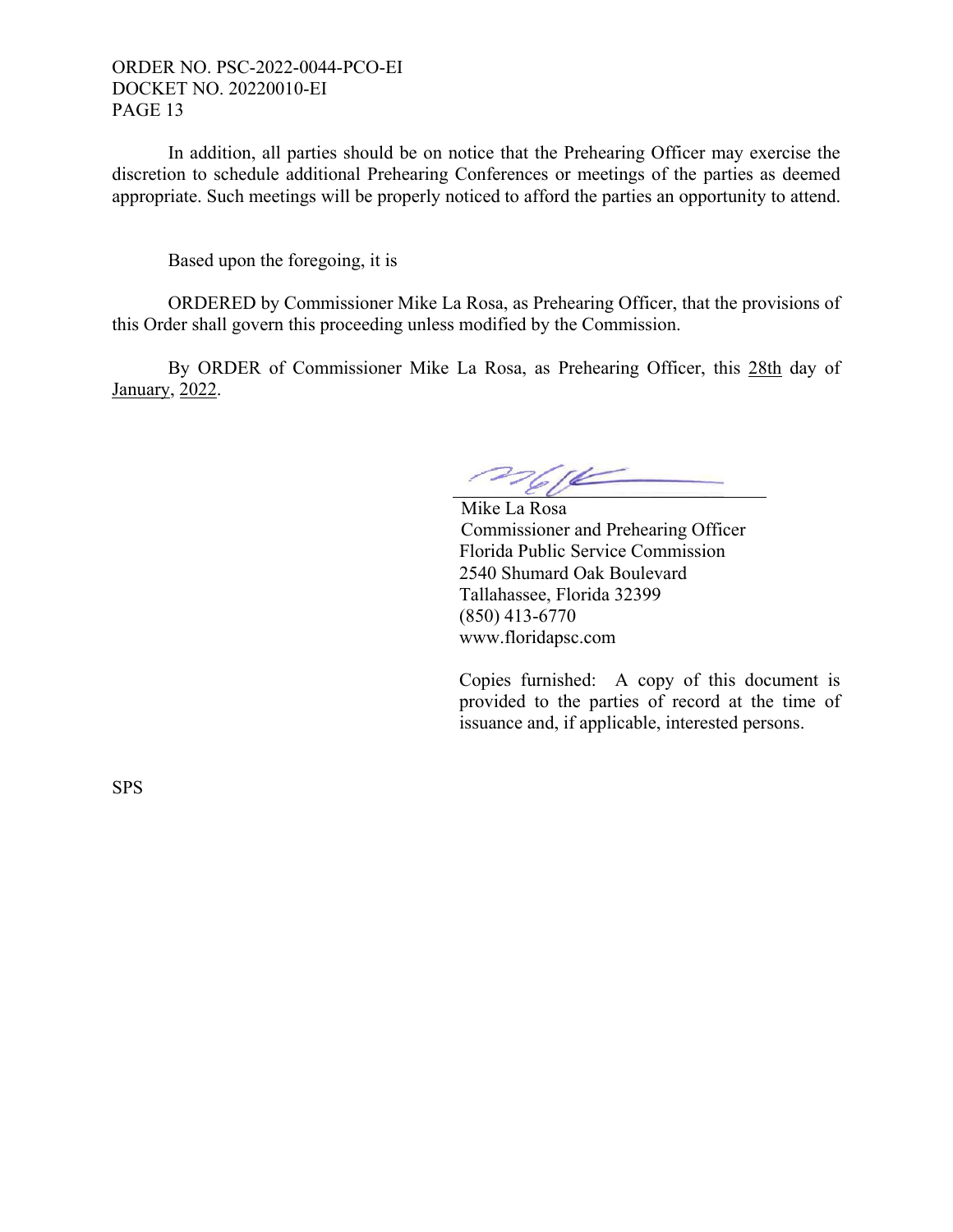In addition, all parties should be on notice that the Prehearing Officer may exercise the discretion to schedule additional Prehearing Conferences or meetings of the parties as deemed appropriate. Such meetings will be properly noticed to afford the parties an opportunity to attend.

Based upon the foregoing, it is

ORDERED by Commissioner Mike La Rosa, as Prehearing Officer, that the provisions of this Order shall govern this proceeding unless modified by the Commission.

By ORDER of Commissioner Mike La Rosa, as Prehearing Officer, this 28th day of January, 2022.

Mike La Rosa
Commissioner and Prehearing Officer
Florida Public Service Commission
2540 Shumard Oak Boulevard
Tallahassee, Florida 32399
(850) 413-6770
www.floridapsc.com

Copies furnished: A copy of this document is provided to the parties of record at the time of issuance and, if applicable, interested persons.

SPS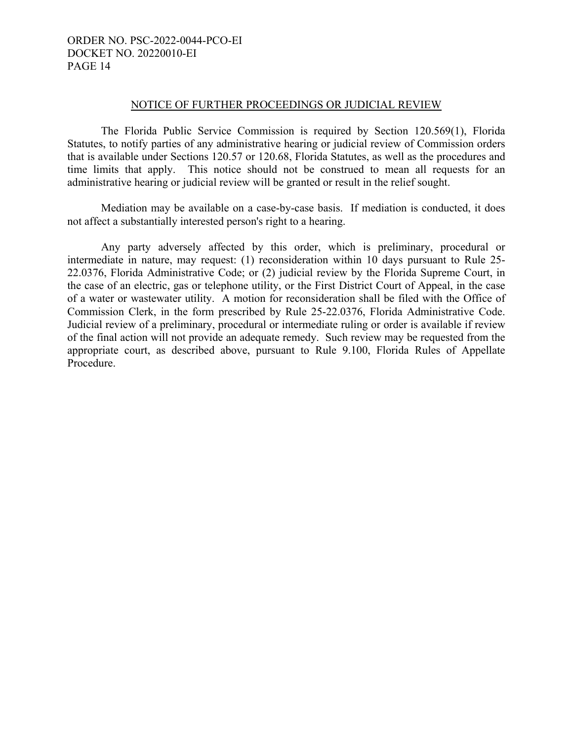## NOTICE OF FURTHER PROCEEDINGS OR JUDICIAL REVIEW

The Florida Public Service Commission is required by Section 120.569(1), Florida Statutes, to notify parties of any administrative hearing or judicial review of Commission orders that is available under Sections 120.57 or 120.68, Florida Statutes, as well as the procedures and time limits that apply. This notice should not be construed to mean all requests for an administrative hearing or judicial review will be granted or result in the relief sought.

Mediation may be available on a case-by-case basis. If mediation is conducted, it does not affect a substantially interested person's right to a hearing.

Any party adversely affected by this order, which is preliminary, procedural or intermediate in nature, may request: (1) reconsideration within 10 days pursuant to Rule 25-22.0376, Florida Administrative Code; or (2) judicial review by the Florida Supreme Court, in the case of an electric, gas or telephone utility, or the First District Court of Appeal, in the case of a water or wastewater utility. A motion for reconsideration shall be filed with the Office of Commission Clerk, in the form prescribed by Rule 25-22.0376, Florida Administrative Code. Judicial review of a preliminary, procedural or intermediate ruling or order is available if review of the final action will not provide an adequate remedy. Such review may be requested from the appropriate court, as described above, pursuant to Rule 9.100, Florida Rules of Appellate Procedure.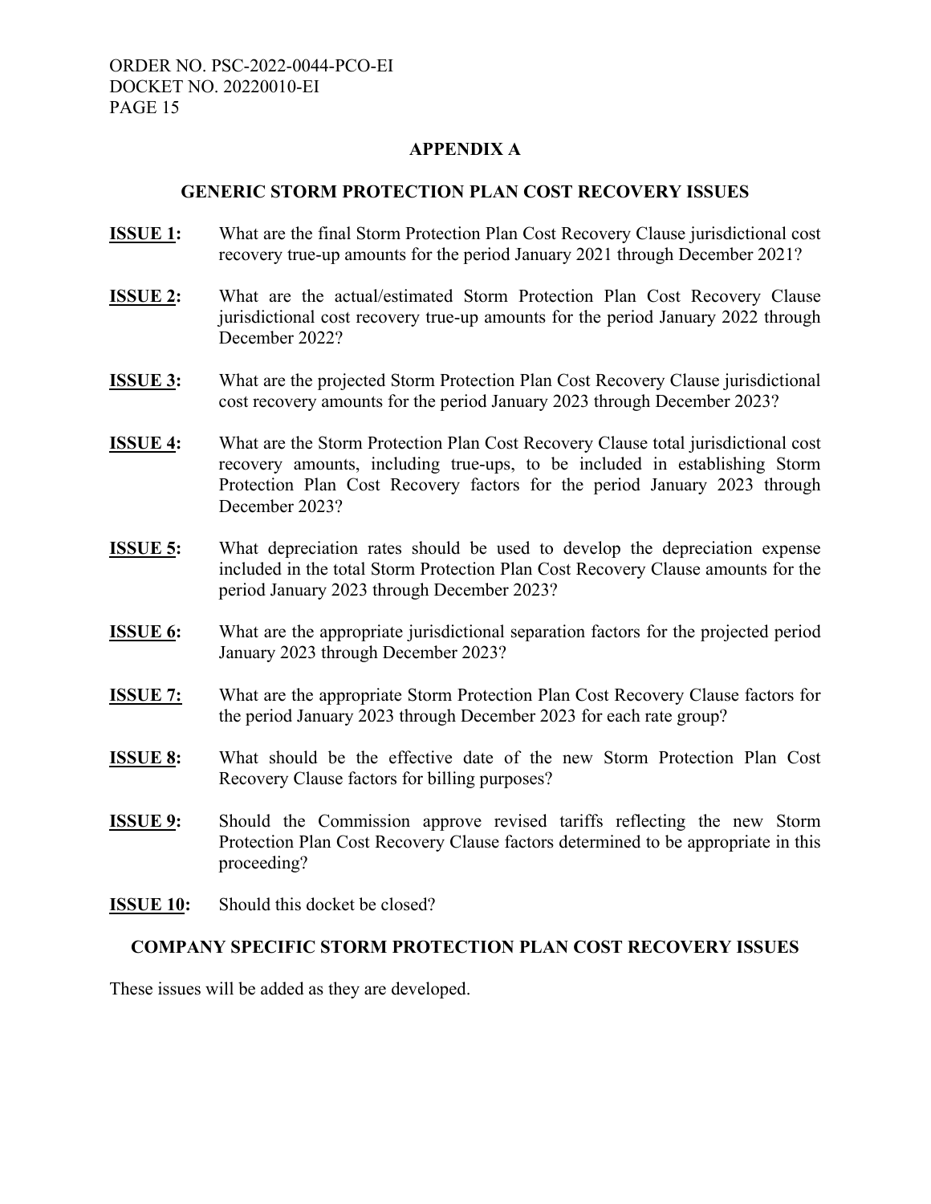## APPENDIX A

### GENERIC STORM PROTECTION PLAN COST RECOVERY ISSUES

**ISSUE 1:** What are the final Storm Protection Plan Cost Recovery Clause jurisdictional cost recovery true-up amounts for the period January 2021 through December 2021?

**ISSUE 2:** What are the actual/estimated Storm Protection Plan Cost Recovery Clause jurisdictional cost recovery true-up amounts for the period January 2022 through December 2022?

**ISSUE 3:** What are the projected Storm Protection Plan Cost Recovery Clause jurisdictional cost recovery amounts for the period January 2023 through December 2023?

**ISSUE 4:** What are the Storm Protection Plan Cost Recovery Clause total jurisdictional cost recovery amounts, including true-ups, to be included in establishing Storm Protection Plan Cost Recovery factors for the period January 2023 through December 2023?

**ISSUE 5:** What depreciation rates should be used to develop the depreciation expense included in the total Storm Protection Plan Cost Recovery Clause amounts for the period January 2023 through December 2023?

**ISSUE 6:** What are the appropriate jurisdictional separation factors for the projected period January 2023 through December 2023?

**ISSUE 7:** What are the appropriate Storm Protection Plan Cost Recovery Clause factors for the period January 2023 through December 2023 for each rate group?

**ISSUE 8:** What should be the effective date of the new Storm Protection Plan Cost Recovery Clause factors for billing purposes?

**ISSUE 9:** Should the Commission approve revised tariffs reflecting the new Storm Protection Plan Cost Recovery Clause factors determined to be appropriate in this proceeding?

**ISSUE 10:** Should this docket be closed?

### COMPANY SPECIFIC STORM PROTECTION PLAN COST RECOVERY ISSUES

These issues will be added as they are developed.